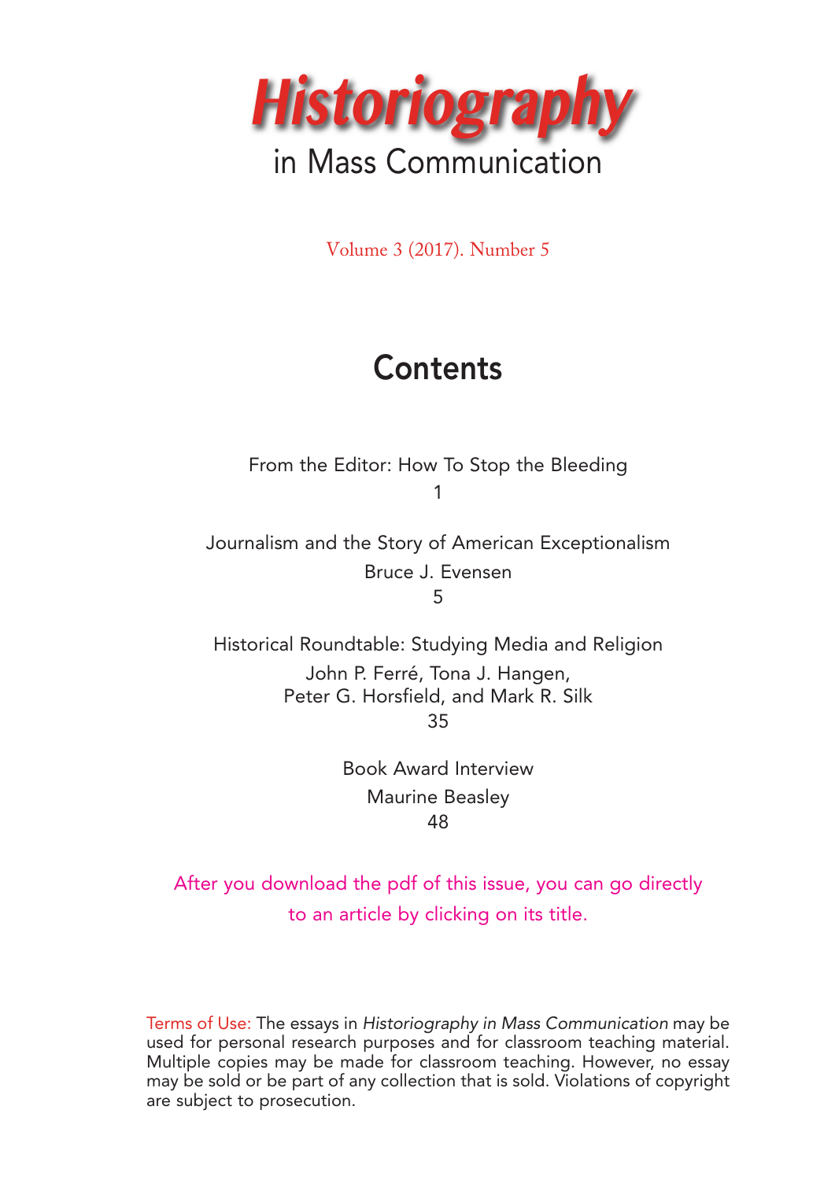# Historiography

## in Mass Communication

Volume 3 (2017). Number 5

## Contents

From the Editor: How To Stop the Bleeding
1

Journalism and the Story of American Exceptionalism
Bruce J. Evensen
5

Historical Roundtable: Studying Media and Religion
John P. Ferré, Tona J. Hangen,
Peter G. Horsfield, and Mark R. Silk
35

Book Award Interview
Maurine Beasley
48

After you download the pdf of this issue, you can go directly to an article by clicking on its title.

Terms of Use: The essays in *Historiography in Mass Communication* may be used for personal research purposes and for classroom teaching material. Multiple copies may be made for classroom teaching. However, no essay may be sold or be part of any collection that is sold. Violations of copyright are subject to prosecution.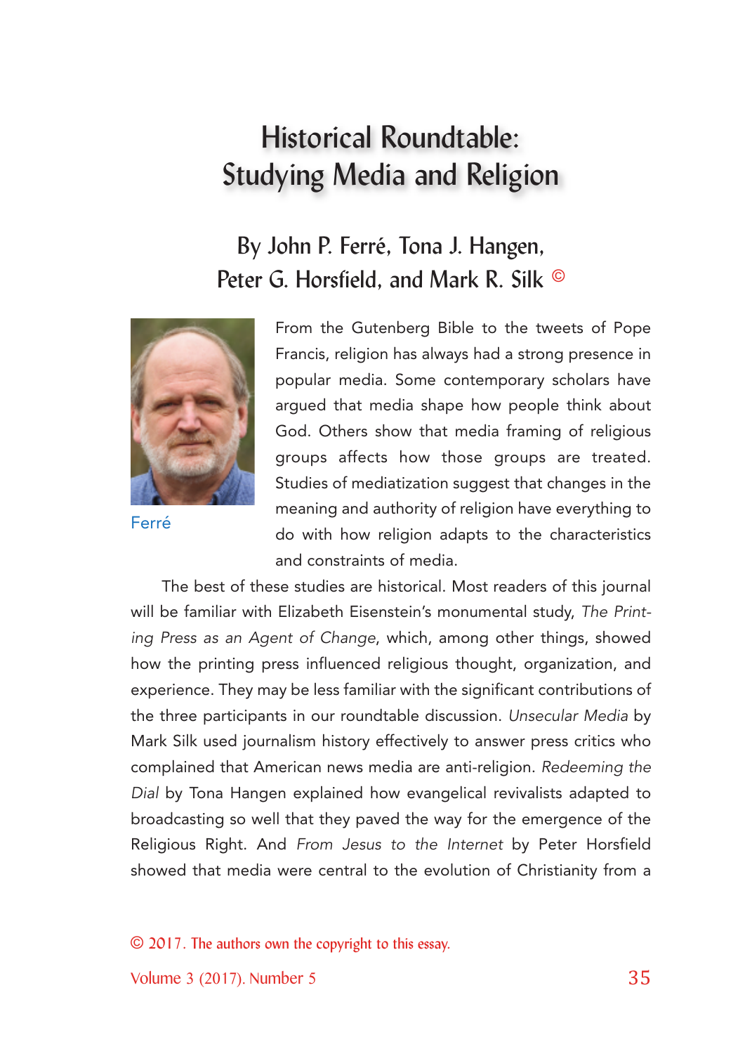# Historical Roundtable: Studying Media and Religion

## By John P. Ferré, Tona J. Hangen, Peter G. Horsfield, and Mark R. Silk ©

Ferré

From the Gutenberg Bible to the tweets of Pope Francis, religion has always had a strong presence in popular media. Some contemporary scholars have argued that media shape how people think about God. Others show that media framing of religious groups affects how those groups are treated. Studies of mediatization suggest that changes in the meaning and authority of religion have everything to do with how religion adapts to the characteristics and constraints of media.

The best of these studies are historical. Most readers of this journal will be familiar with Elizabeth Eisenstein's monumental study, *The Printing Press as an Agent of Change*, which, among other things, showed how the printing press influenced religious thought, organization, and experience. They may be less familiar with the significant contributions of the three participants in our roundtable discussion. *Unsecular Media* by Mark Silk used journalism history effectively to answer press critics who complained that American news media are anti-religion. *Redeeming the Dial* by Tona Hangen explained how evangelical revivalists adapted to broadcasting so well that they paved the way for the emergence of the Religious Right. And *From Jesus to the Internet* by Peter Horsfield showed that media were central to the evolution of Christianity from a

© 2017. The authors own the copyright to this essay.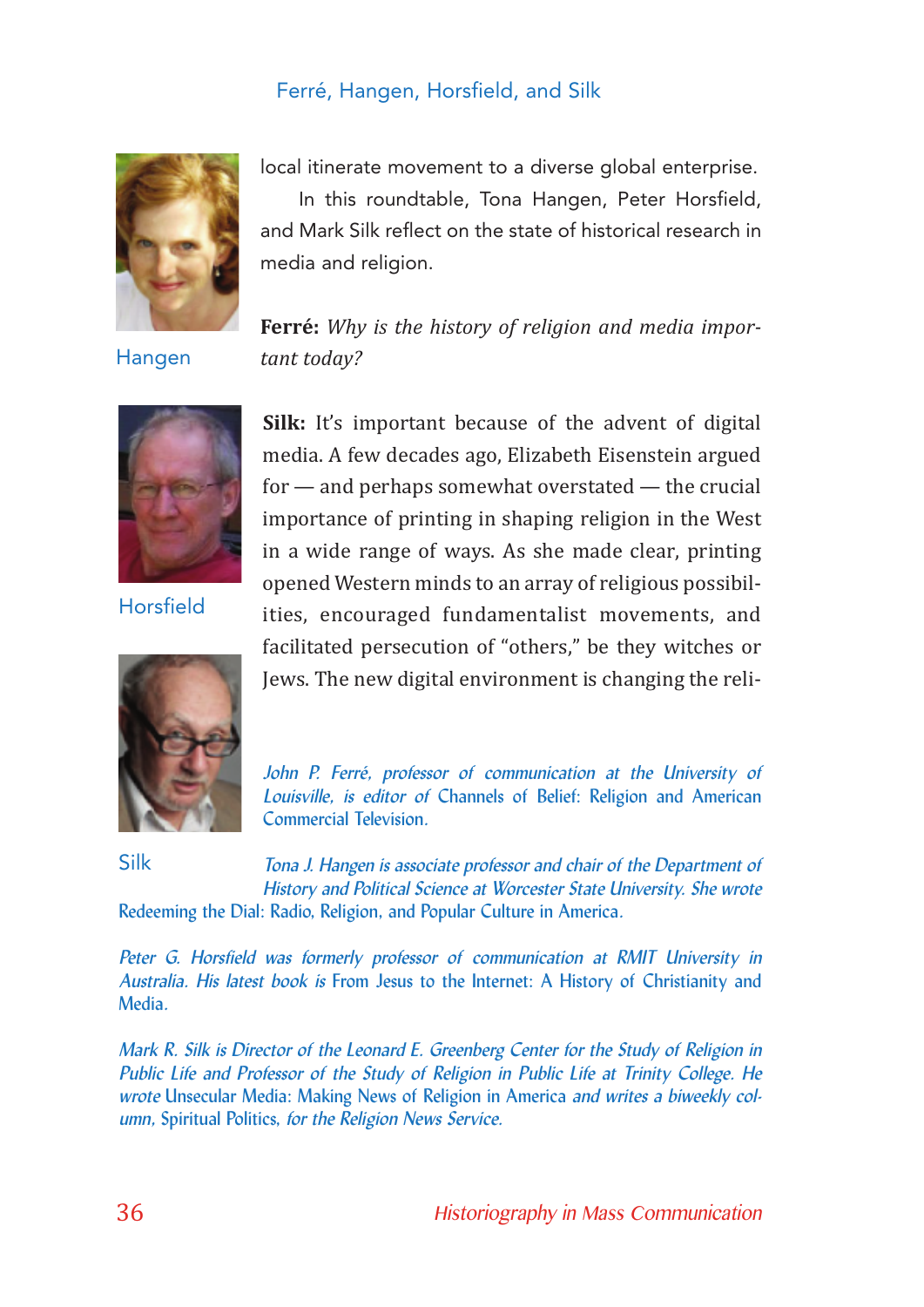local itinerate movement to a diverse global enterprise.

In this roundtable, Tona Hangen, Peter Horsfield, and Mark Silk reflect on the state of historical research in media and religion.

Hangen

Horsfield

Silk

**Ferré:** *Why is the history of religion and media important today?*

**Silk:** It's important because of the advent of digital media. A few decades ago, Elizabeth Eisenstein argued for — and perhaps somewhat overstated — the crucial importance of printing in shaping religion in the West in a wide range of ways. As she made clear, printing opened Western minds to an array of religious possibilities, encouraged fundamentalist movements, and facilitated persecution of "others," be they witches or Jews. The new digital environment is changing the reli-

*John P. Ferré, professor of communication at the University of Louisville, is editor of* Channels of Belief: Religion and American Commercial Television.

*Tona J. Hangen is associate professor and chair of the Department of History and Political Science at Worcester State University. She wrote* Redeeming the Dial: Radio, Religion, and Popular Culture in America.

*Peter G. Horsfield was formerly professor of communication at RMIT University in Australia. His latest book is* From Jesus to the Internet: A History of Christianity and Media.

*Mark R. Silk is Director of the Leonard E. Greenberg Center for the Study of Religion in Public Life and Professor of the Study of Religion in Public Life at Trinity College. He wrote* Unsecular Media: Making News of Religion in America *and writes a biweekly column,* Spiritual Politics, *for the Religion News Service.*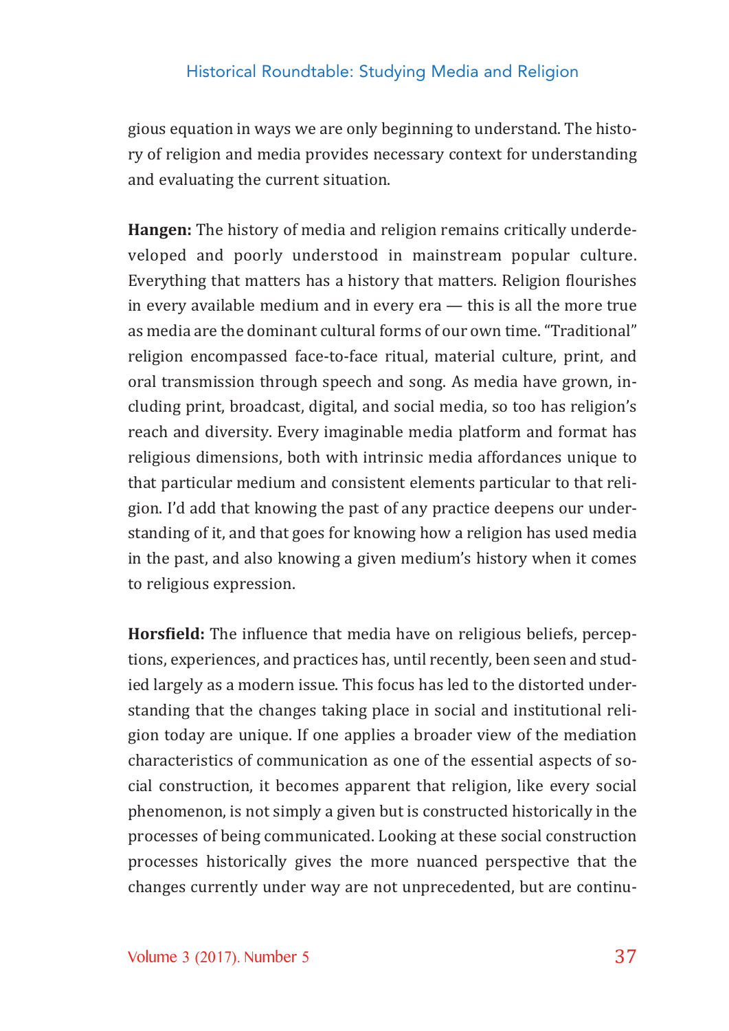gious equation in ways we are only beginning to understand. The history of religion and media provides necessary context for understanding and evaluating the current situation.

**Hangen:** The history of media and religion remains critically underdeveloped and poorly understood in mainstream popular culture. Everything that matters has a history that matters. Religion flourishes in every available medium and in every era — this is all the more true as media are the dominant cultural forms of our own time. "Traditional" religion encompassed face-to-face ritual, material culture, print, and oral transmission through speech and song. As media have grown, including print, broadcast, digital, and social media, so too has religion's reach and diversity. Every imaginable media platform and format has religious dimensions, both with intrinsic media affordances unique to that particular medium and consistent elements particular to that religion. I'd add that knowing the past of any practice deepens our understanding of it, and that goes for knowing how a religion has used media in the past, and also knowing a given medium's history when it comes to religious expression.

**Horsfield:** The influence that media have on religious beliefs, perceptions, experiences, and practices has, until recently, been seen and studied largely as a modern issue. This focus has led to the distorted understanding that the changes taking place in social and institutional religion today are unique. If one applies a broader view of the mediation characteristics of communication as one of the essential aspects of social construction, it becomes apparent that religion, like every social phenomenon, is not simply a given but is constructed historically in the processes of being communicated. Looking at these social construction processes historically gives the more nuanced perspective that the changes currently under way are not unprecedented, but are continu-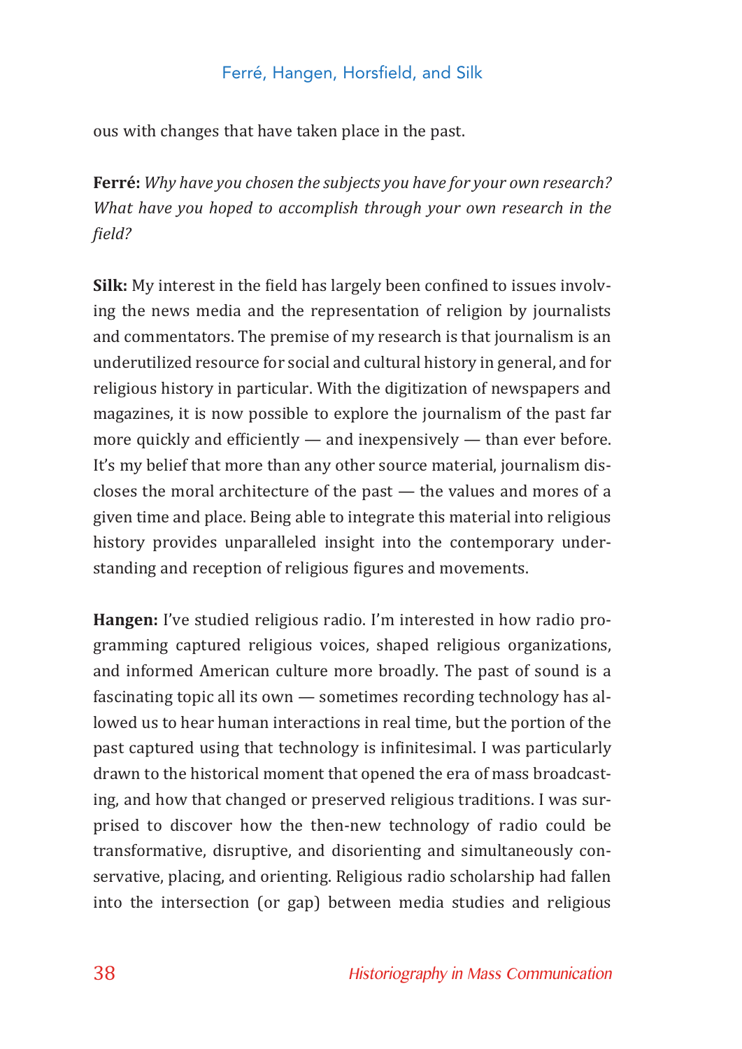ous with changes that have taken place in the past.

**Ferré:** *Why have you chosen the subjects you have for your own research? What have you hoped to accomplish through your own research in the field?*

**Silk:** My interest in the field has largely been confined to issues involving the news media and the representation of religion by journalists and commentators. The premise of my research is that journalism is an underutilized resource for social and cultural history in general, and for religious history in particular. With the digitization of newspapers and magazines, it is now possible to explore the journalism of the past far more quickly and efficiently — and inexpensively — than ever before. It's my belief that more than any other source material, journalism discloses the moral architecture of the past — the values and mores of a given time and place. Being able to integrate this material into religious history provides unparalleled insight into the contemporary understanding and reception of religious figures and movements.

**Hangen:** I've studied religious radio. I'm interested in how radio programming captured religious voices, shaped religious organizations, and informed American culture more broadly. The past of sound is a fascinating topic all its own — sometimes recording technology has allowed us to hear human interactions in real time, but the portion of the past captured using that technology is infinitesimal. I was particularly drawn to the historical moment that opened the era of mass broadcasting, and how that changed or preserved religious traditions. I was surprised to discover how the then-new technology of radio could be transformative, disruptive, and disorienting and simultaneously conservative, placing, and orienting. Religious radio scholarship had fallen into the intersection (or gap) between media studies and religious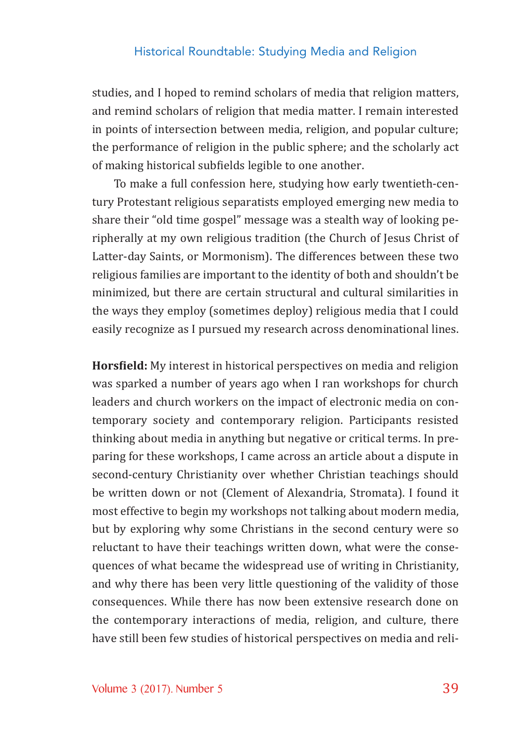studies, and I hoped to remind scholars of media that religion matters, and remind scholars of religion that media matter. I remain interested in points of intersection between media, religion, and popular culture; the performance of religion in the public sphere; and the scholarly act of making historical subfields legible to one another.

To make a full confession here, studying how early twentieth-century Protestant religious separatists employed emerging new media to share their "old time gospel" message was a stealth way of looking peripherally at my own religious tradition (the Church of Jesus Christ of Latter-day Saints, or Mormonism). The differences between these two religious families are important to the identity of both and shouldn't be minimized, but there are certain structural and cultural similarities in the ways they employ (sometimes deploy) religious media that I could easily recognize as I pursued my research across denominational lines.

**Horsfield:** My interest in historical perspectives on media and religion was sparked a number of years ago when I ran workshops for church leaders and church workers on the impact of electronic media on contemporary society and contemporary religion. Participants resisted thinking about media in anything but negative or critical terms. In preparing for these workshops, I came across an article about a dispute in second-century Christianity over whether Christian teachings should be written down or not (Clement of Alexandria, Stromata). I found it most effective to begin my workshops not talking about modern media, but by exploring why some Christians in the second century were so reluctant to have their teachings written down, what were the consequences of what became the widespread use of writing in Christianity, and why there has been very little questioning of the validity of those consequences. While there has now been extensive research done on the contemporary interactions of media, religion, and culture, there have still been few studies of historical perspectives on media and reli-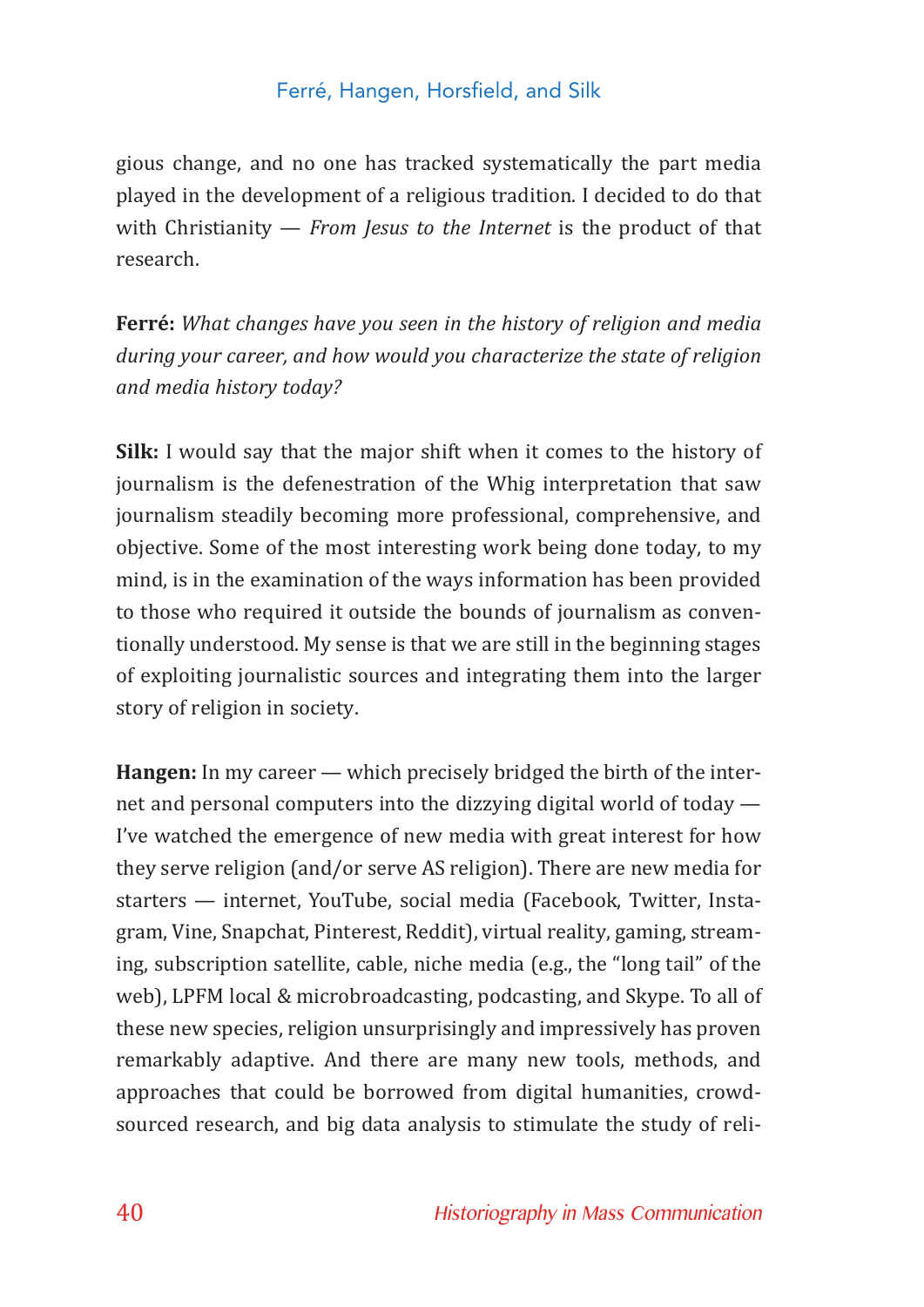gious change, and no one has tracked systematically the part media played in the development of a religious tradition. I decided to do that with Christianity — *From Jesus to the Internet* is the product of that research.

**Ferré:** *What changes have you seen in the history of religion and media during your career, and how would you characterize the state of religion and media history today?*

**Silk:** I would say that the major shift when it comes to the history of journalism is the defenestration of the Whig interpretation that saw journalism steadily becoming more professional, comprehensive, and objective. Some of the most interesting work being done today, to my mind, is in the examination of the ways information has been provided to those who required it outside the bounds of journalism as conventionally understood. My sense is that we are still in the beginning stages of exploiting journalistic sources and integrating them into the larger story of religion in society.

**Hangen:** In my career — which precisely bridged the birth of the internet and personal computers into the dizzying digital world of today — I've watched the emergence of new media with great interest for how they serve religion (and/or serve AS religion). There are new media for starters — internet, YouTube, social media (Facebook, Twitter, Instagram, Vine, Snapchat, Pinterest, Reddit), virtual reality, gaming, streaming, subscription satellite, cable, niche media (e.g., the "long tail" of the web), LPFM local & microbroadcasting, podcasting, and Skype. To all of these new species, religion unsurprisingly and impressively has proven remarkably adaptive. And there are many new tools, methods, and approaches that could be borrowed from digital humanities, crowdsourced research, and big data analysis to stimulate the study of reli-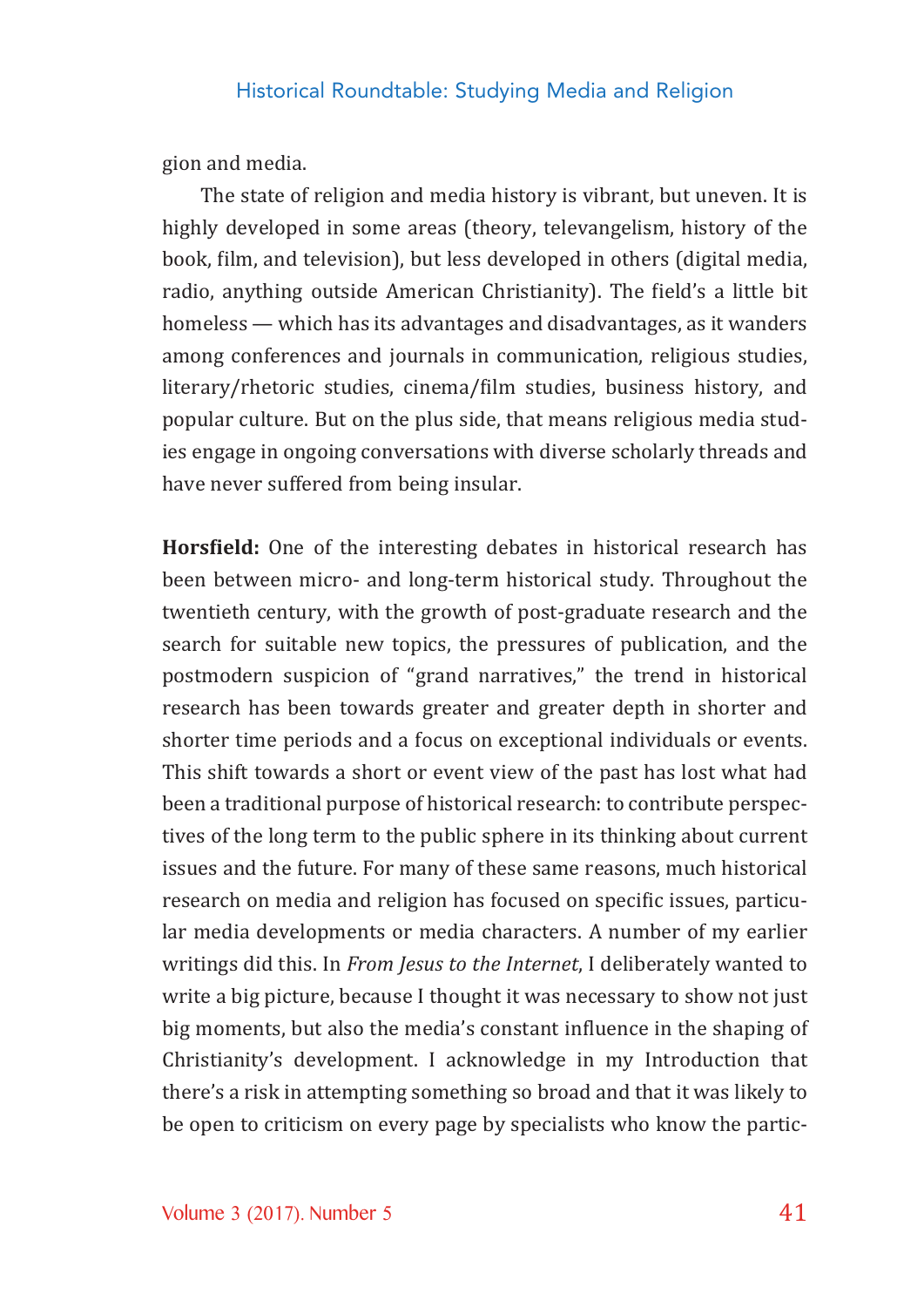gion and media.

The state of religion and media history is vibrant, but uneven. It is highly developed in some areas (theory, televangelism, history of the book, film, and television), but less developed in others (digital media, radio, anything outside American Christianity). The field's a little bit homeless — which has its advantages and disadvantages, as it wanders among conferences and journals in communication, religious studies, literary/rhetoric studies, cinema/film studies, business history, and popular culture. But on the plus side, that means religious media studies engage in ongoing conversations with diverse scholarly threads and have never suffered from being insular.

**Horsfield:** One of the interesting debates in historical research has been between micro- and long-term historical study. Throughout the twentieth century, with the growth of post-graduate research and the search for suitable new topics, the pressures of publication, and the postmodern suspicion of "grand narratives," the trend in historical research has been towards greater and greater depth in shorter and shorter time periods and a focus on exceptional individuals or events. This shift towards a short or event view of the past has lost what had been a traditional purpose of historical research: to contribute perspectives of the long term to the public sphere in its thinking about current issues and the future. For many of these same reasons, much historical research on media and religion has focused on specific issues, particular media developments or media characters. A number of my earlier writings did this. In *From Jesus to the Internet*, I deliberately wanted to write a big picture, because I thought it was necessary to show not just big moments, but also the media's constant influence in the shaping of Christianity's development. I acknowledge in my Introduction that there's a risk in attempting something so broad and that it was likely to be open to criticism on every page by specialists who know the partic-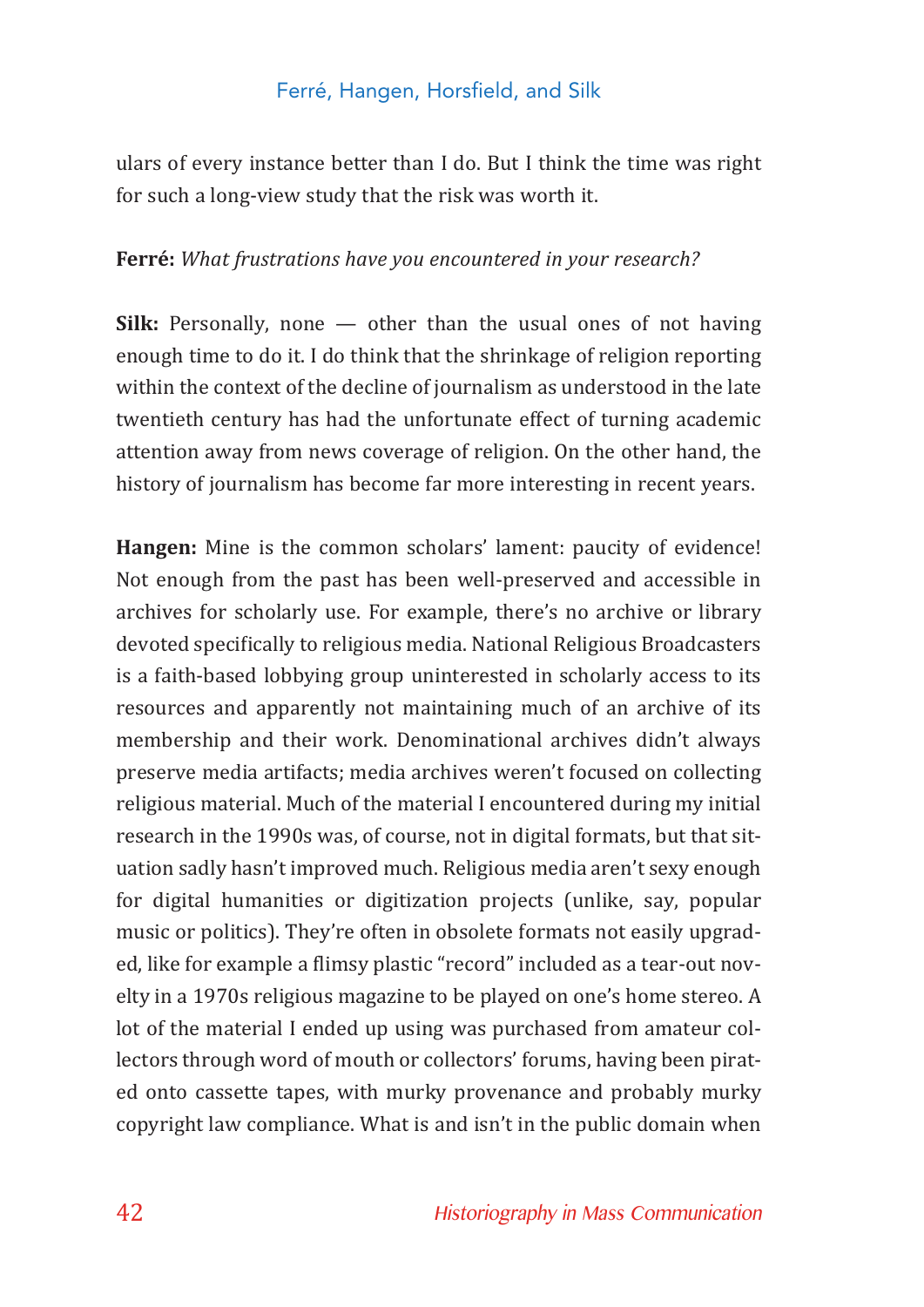ulars of every instance better than I do. But I think the time was right for such a long-view study that the risk was worth it.

**Ferré:** *What frustrations have you encountered in your research?*

**Silk:** Personally, none — other than the usual ones of not having enough time to do it. I do think that the shrinkage of religion reporting within the context of the decline of journalism as understood in the late twentieth century has had the unfortunate effect of turning academic attention away from news coverage of religion. On the other hand, the history of journalism has become far more interesting in recent years.

**Hangen:** Mine is the common scholars' lament: paucity of evidence! Not enough from the past has been well-preserved and accessible in archives for scholarly use. For example, there's no archive or library devoted specifically to religious media. National Religious Broadcasters is a faith-based lobbying group uninterested in scholarly access to its resources and apparently not maintaining much of an archive of its membership and their work. Denominational archives didn't always preserve media artifacts; media archives weren't focused on collecting religious material. Much of the material I encountered during my initial research in the 1990s was, of course, not in digital formats, but that situation sadly hasn't improved much. Religious media aren't sexy enough for digital humanities or digitization projects (unlike, say, popular music or politics). They're often in obsolete formats not easily upgraded, like for example a flimsy plastic "record" included as a tear-out novelty in a 1970s religious magazine to be played on one's home stereo. A lot of the material I ended up using was purchased from amateur collectors through word of mouth or collectors' forums, having been pirated onto cassette tapes, with murky provenance and probably murky copyright law compliance. What is and isn't in the public domain when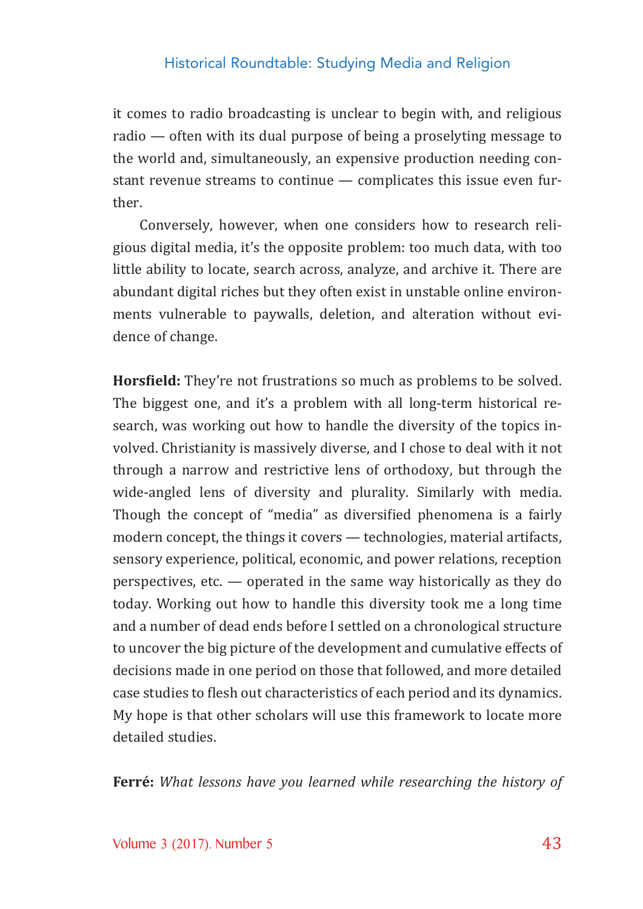it comes to radio broadcasting is unclear to begin with, and religious radio — often with its dual purpose of being a proselyting message to the world and, simultaneously, an expensive production needing constant revenue streams to continue — complicates this issue even further.

Conversely, however, when one considers how to research religious digital media, it's the opposite problem: too much data, with too little ability to locate, search across, analyze, and archive it. There are abundant digital riches but they often exist in unstable online environments vulnerable to paywalls, deletion, and alteration without evidence of change.

**Horsfield:** They're not frustrations so much as problems to be solved. The biggest one, and it's a problem with all long-term historical research, was working out how to handle the diversity of the topics involved. Christianity is massively diverse, and I chose to deal with it not through a narrow and restrictive lens of orthodoxy, but through the wide-angled lens of diversity and plurality. Similarly with media. Though the concept of "media" as diversified phenomena is a fairly modern concept, the things it covers — technologies, material artifacts, sensory experience, political, economic, and power relations, reception perspectives, etc. — operated in the same way historically as they do today. Working out how to handle this diversity took me a long time and a number of dead ends before I settled on a chronological structure to uncover the big picture of the development and cumulative effects of decisions made in one period on those that followed, and more detailed case studies to flesh out characteristics of each period and its dynamics. My hope is that other scholars will use this framework to locate more detailed studies.

**Ferré:** *What lessons have you learned while researching the history of*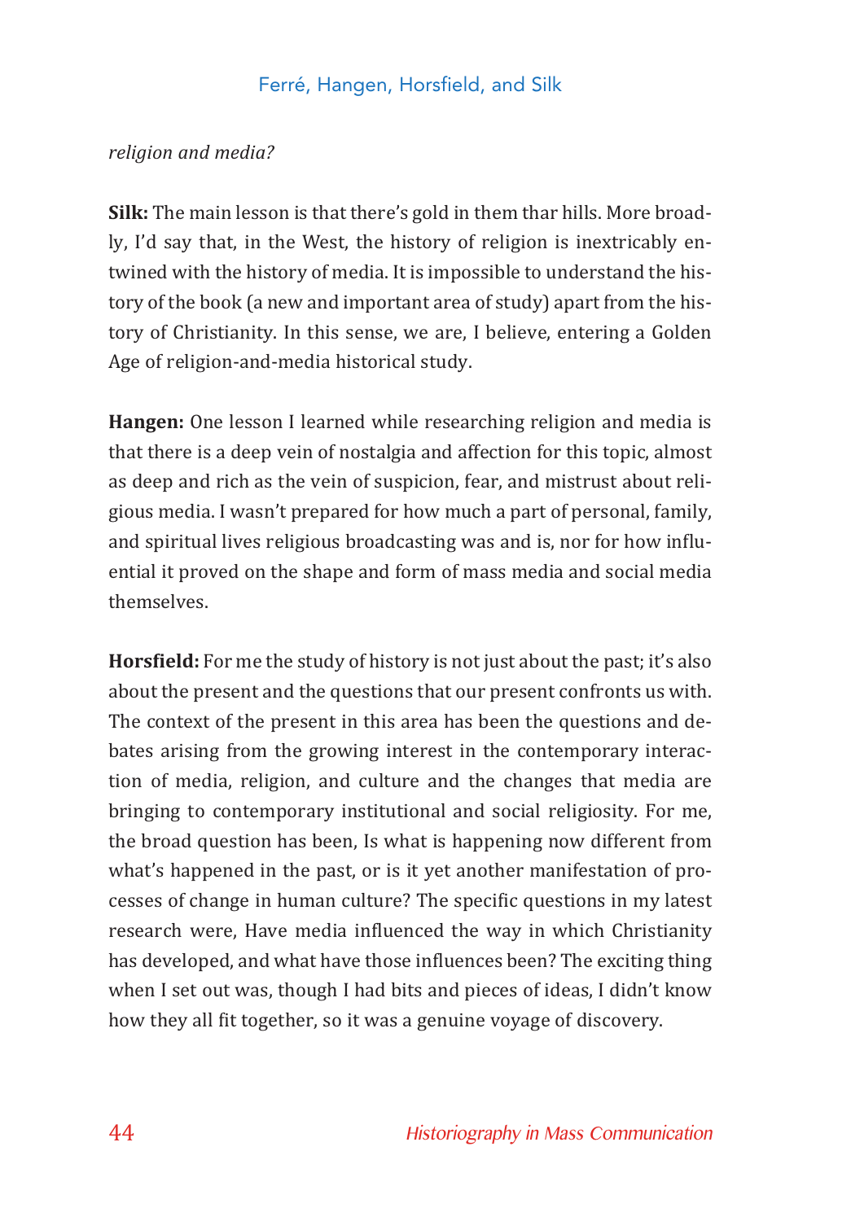*religion and media?*

**Silk:** The main lesson is that there's gold in them thar hills. More broadly, I'd say that, in the West, the history of religion is inextricably entwined with the history of media. It is impossible to understand the history of the book (a new and important area of study) apart from the history of Christianity. In this sense, we are, I believe, entering a Golden Age of religion-and-media historical study.

**Hangen:** One lesson I learned while researching religion and media is that there is a deep vein of nostalgia and affection for this topic, almost as deep and rich as the vein of suspicion, fear, and mistrust about religious media. I wasn't prepared for how much a part of personal, family, and spiritual lives religious broadcasting was and is, nor for how influential it proved on the shape and form of mass media and social media themselves.

**Horsfield:** For me the study of history is not just about the past; it's also about the present and the questions that our present confronts us with. The context of the present in this area has been the questions and debates arising from the growing interest in the contemporary interaction of media, religion, and culture and the changes that media are bringing to contemporary institutional and social religiosity. For me, the broad question has been, Is what is happening now different from what's happened in the past, or is it yet another manifestation of processes of change in human culture? The specific questions in my latest research were, Have media influenced the way in which Christianity has developed, and what have those influences been? The exciting thing when I set out was, though I had bits and pieces of ideas, I didn't know how they all fit together, so it was a genuine voyage of discovery.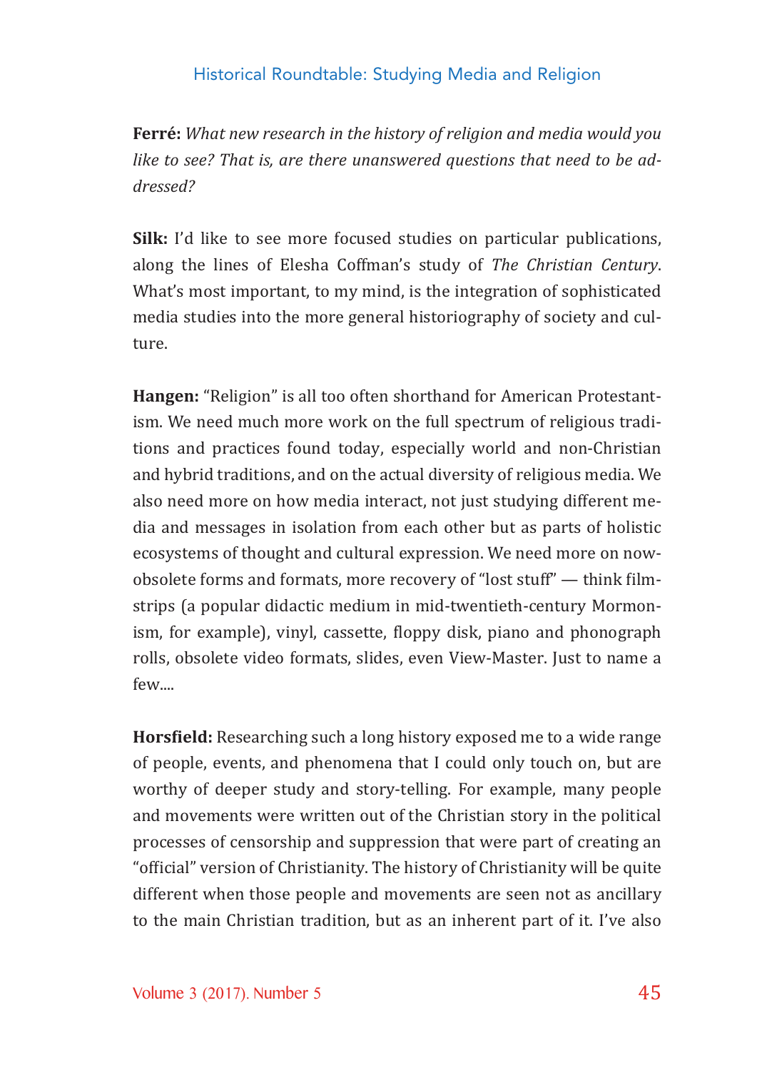**Ferré:** *What new research in the history of religion and media would you like to see? That is, are there unanswered questions that need to be addressed?*

**Silk:** I'd like to see more focused studies on particular publications, along the lines of Elesha Coffman's study of *The Christian Century*. What's most important, to my mind, is the integration of sophisticated media studies into the more general historiography of society and culture.

**Hangen:** "Religion" is all too often shorthand for American Protestantism. We need much more work on the full spectrum of religious traditions and practices found today, especially world and non-Christian and hybrid traditions, and on the actual diversity of religious media. We also need more on how media interact, not just studying different media and messages in isolation from each other but as parts of holistic ecosystems of thought and cultural expression. We need more on now-obsolete forms and formats, more recovery of "lost stuff" — think filmstrips (a popular didactic medium in mid-twentieth-century Mormonism, for example), vinyl, cassette, floppy disk, piano and phonograph rolls, obsolete video formats, slides, even View-Master. Just to name a few....

**Horsfield:** Researching such a long history exposed me to a wide range of people, events, and phenomena that I could only touch on, but are worthy of deeper study and story-telling. For example, many people and movements were written out of the Christian story in the political processes of censorship and suppression that were part of creating an "official" version of Christianity. The history of Christianity will be quite different when those people and movements are seen not as ancillary to the main Christian tradition, but as an inherent part of it. I've also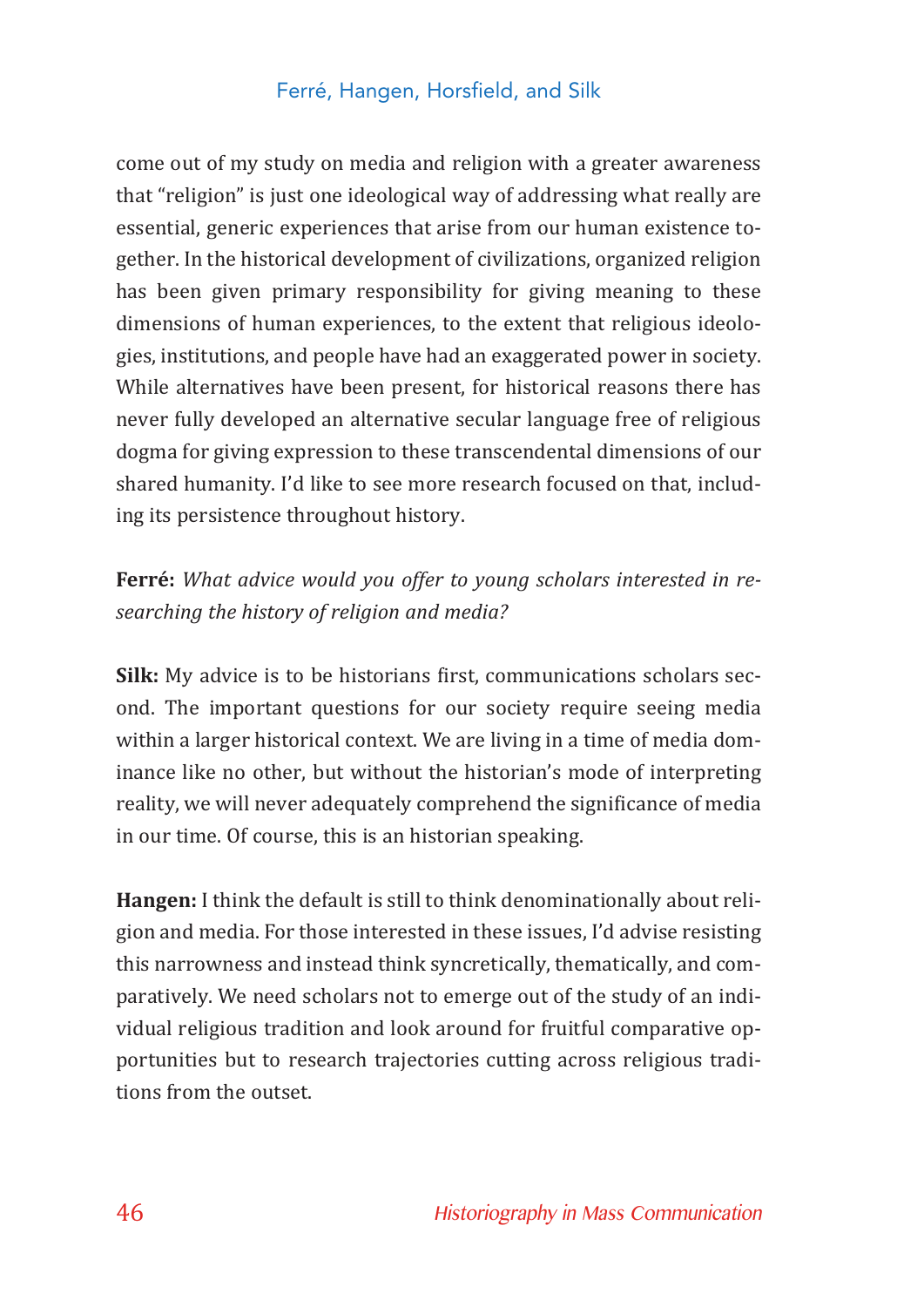come out of my study on media and religion with a greater awareness that "religion" is just one ideological way of addressing what really are essential, generic experiences that arise from our human existence together. In the historical development of civilizations, organized religion has been given primary responsibility for giving meaning to these dimensions of human experiences, to the extent that religious ideologies, institutions, and people have had an exaggerated power in society. While alternatives have been present, for historical reasons there has never fully developed an alternative secular language free of religious dogma for giving expression to these transcendental dimensions of our shared humanity. I'd like to see more research focused on that, including its persistence throughout history.

**Ferré:** *What advice would you offer to young scholars interested in researching the history of religion and media?*

**Silk:** My advice is to be historians first, communications scholars second. The important questions for our society require seeing media within a larger historical context. We are living in a time of media dominance like no other, but without the historian's mode of interpreting reality, we will never adequately comprehend the significance of media in our time. Of course, this is an historian speaking.

**Hangen:** I think the default is still to think denominationally about religion and media. For those interested in these issues, I'd advise resisting this narrowness and instead think syncretically, thematically, and comparatively. We need scholars not to emerge out of the study of an individual religious tradition and look around for fruitful comparative opportunities but to research trajectories cutting across religious traditions from the outset.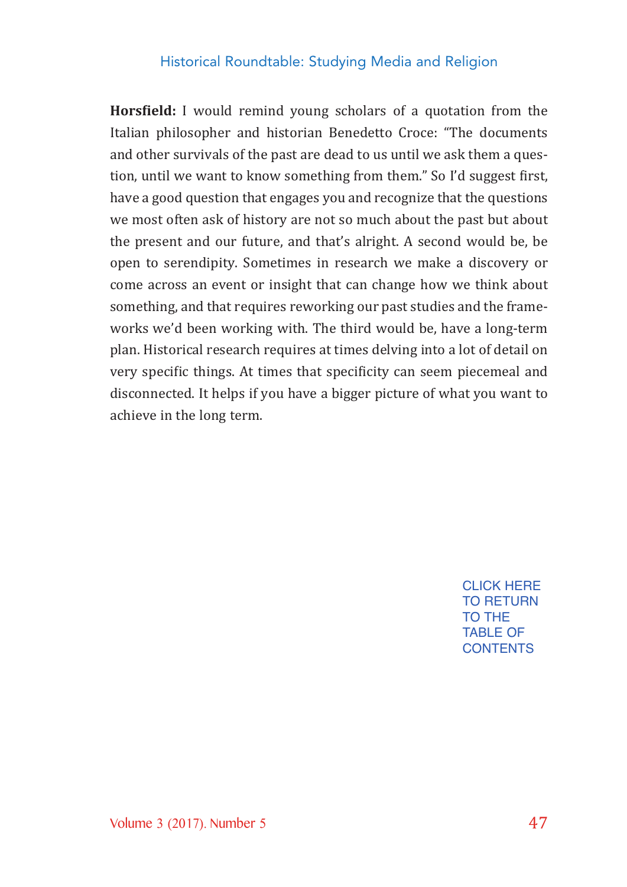**Horsfield:** I would remind young scholars of a quotation from the Italian philosopher and historian Benedetto Croce: "The documents and other survivals of the past are dead to us until we ask them a question, until we want to know something from them." So I'd suggest first, have a good question that engages you and recognize that the questions we most often ask of history are not so much about the past but about the present and our future, and that's alright. A second would be, be open to serendipity. Sometimes in research we make a discovery or come across an event or insight that can change how we think about something, and that requires reworking our past studies and the frameworks we'd been working with. The third would be, have a long-term plan. Historical research requires at times delving into a lot of detail on very specific things. At times that specificity can seem piecemeal and disconnected. It helps if you have a bigger picture of what you want to achieve in the long term.

CLICK HERE TO RETURN TO THE TABLE OF CONTENTS